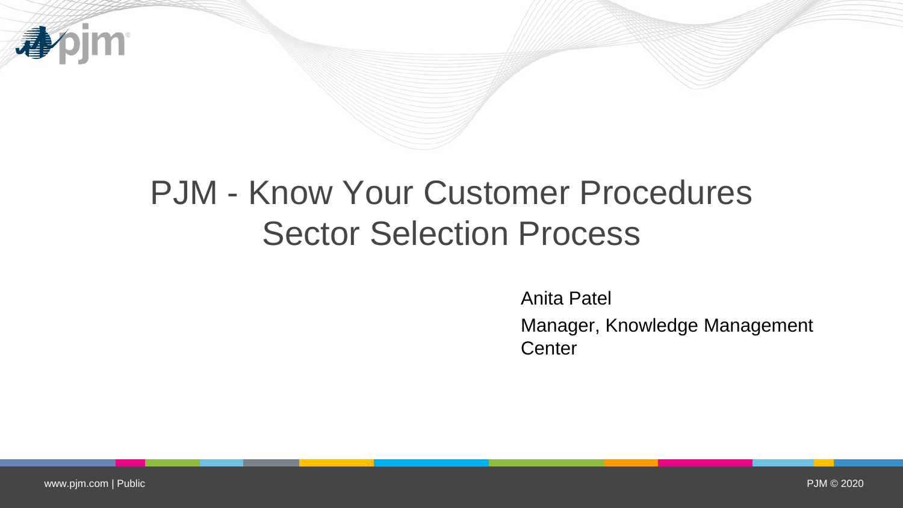# PJM - Know Your Customer Procedures
# Sector Selection Process

Anita Patel

Manager, Knowledge Management Center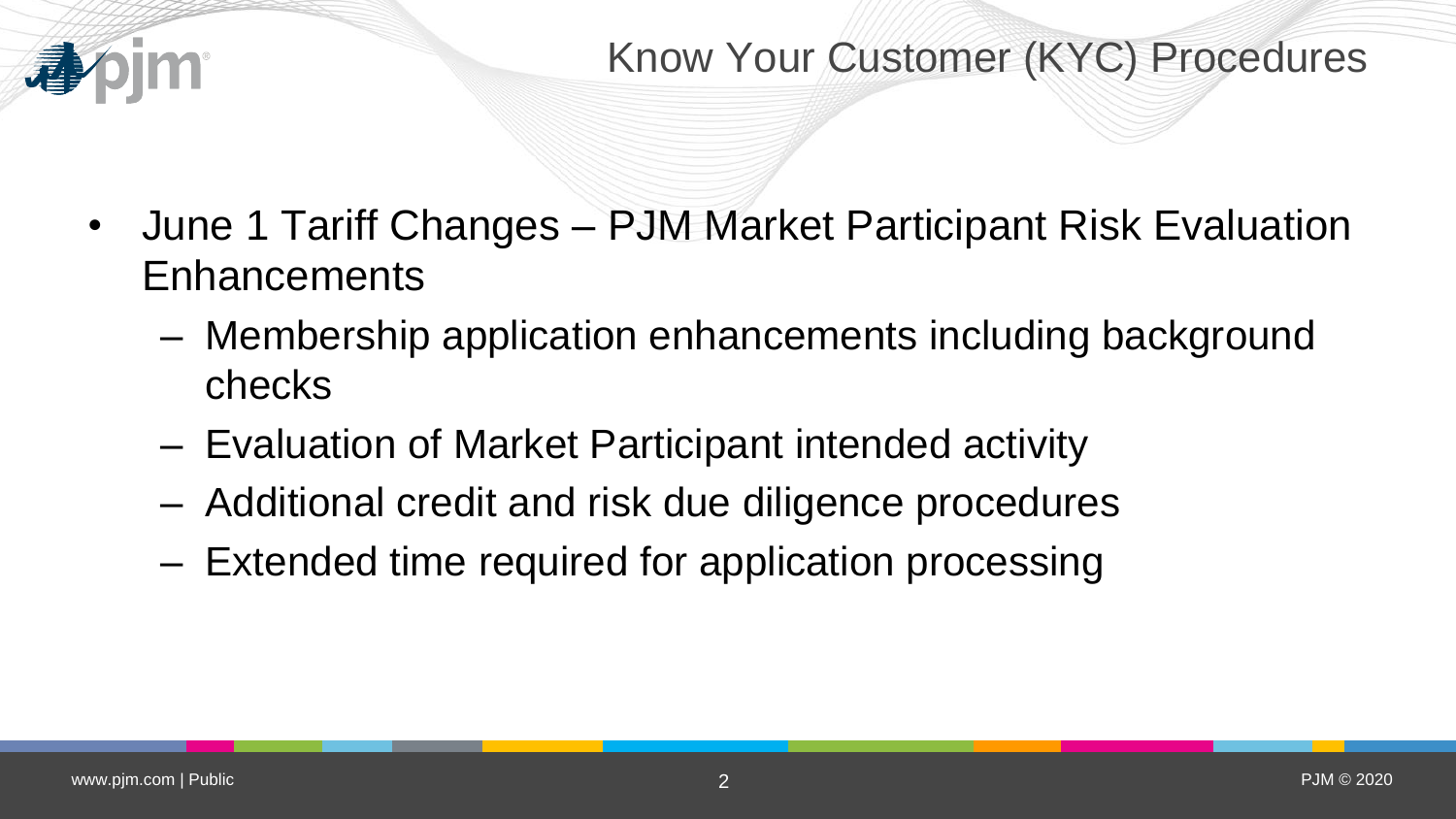# Know Your Customer (KYC) Procedures

- June 1 Tariff Changes – PJM Market Participant Risk Evaluation Enhancements
  - Membership application enhancements including background checks
  - Evaluation of Market Participant intended activity
  - Additional credit and risk due diligence procedures
  - Extended time required for application processing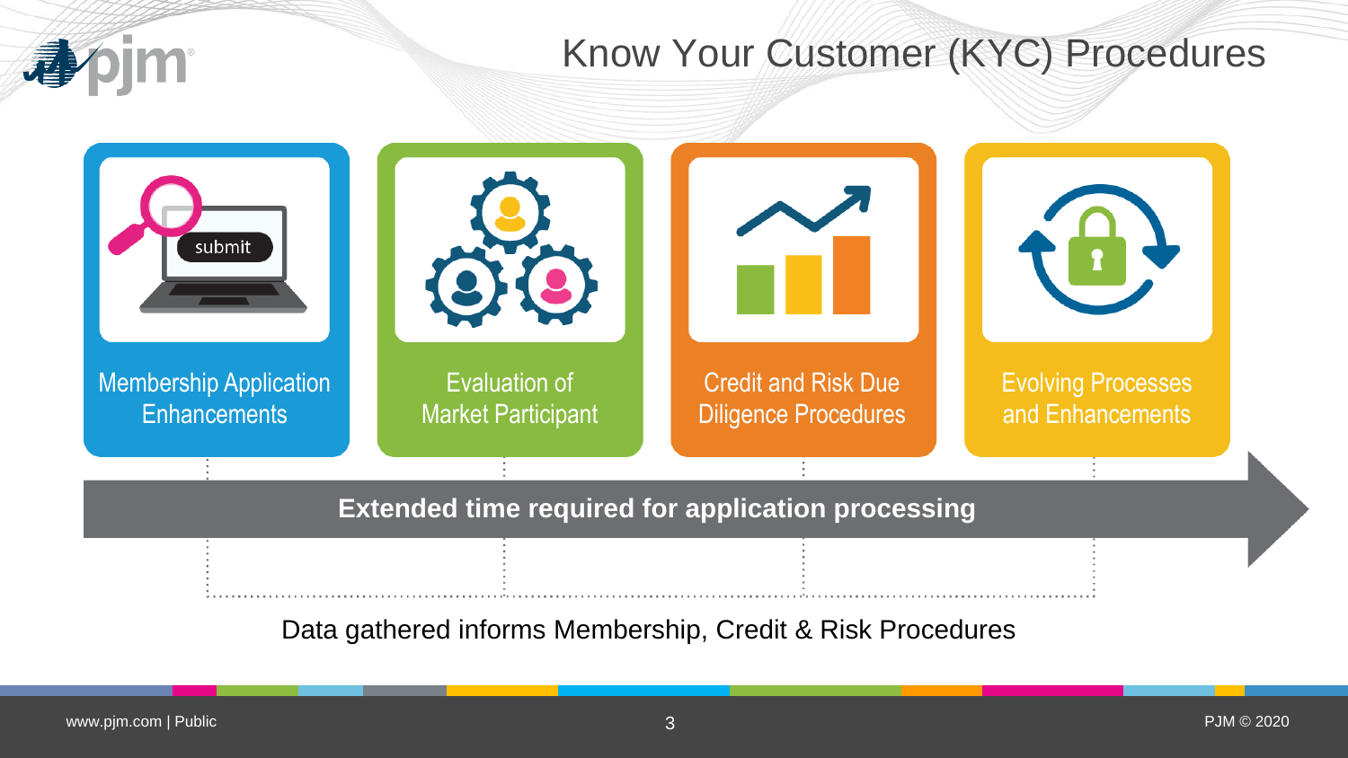# Know Your Customer (KYC) Procedures

- Membership Application Enhancements
- Evaluation of Market Participant
- Credit and Risk Due Diligence Procedures
- Evolving Processes and Enhancements

**Extended time required for application processing**

Data gathered informs Membership, Credit & Risk Procedures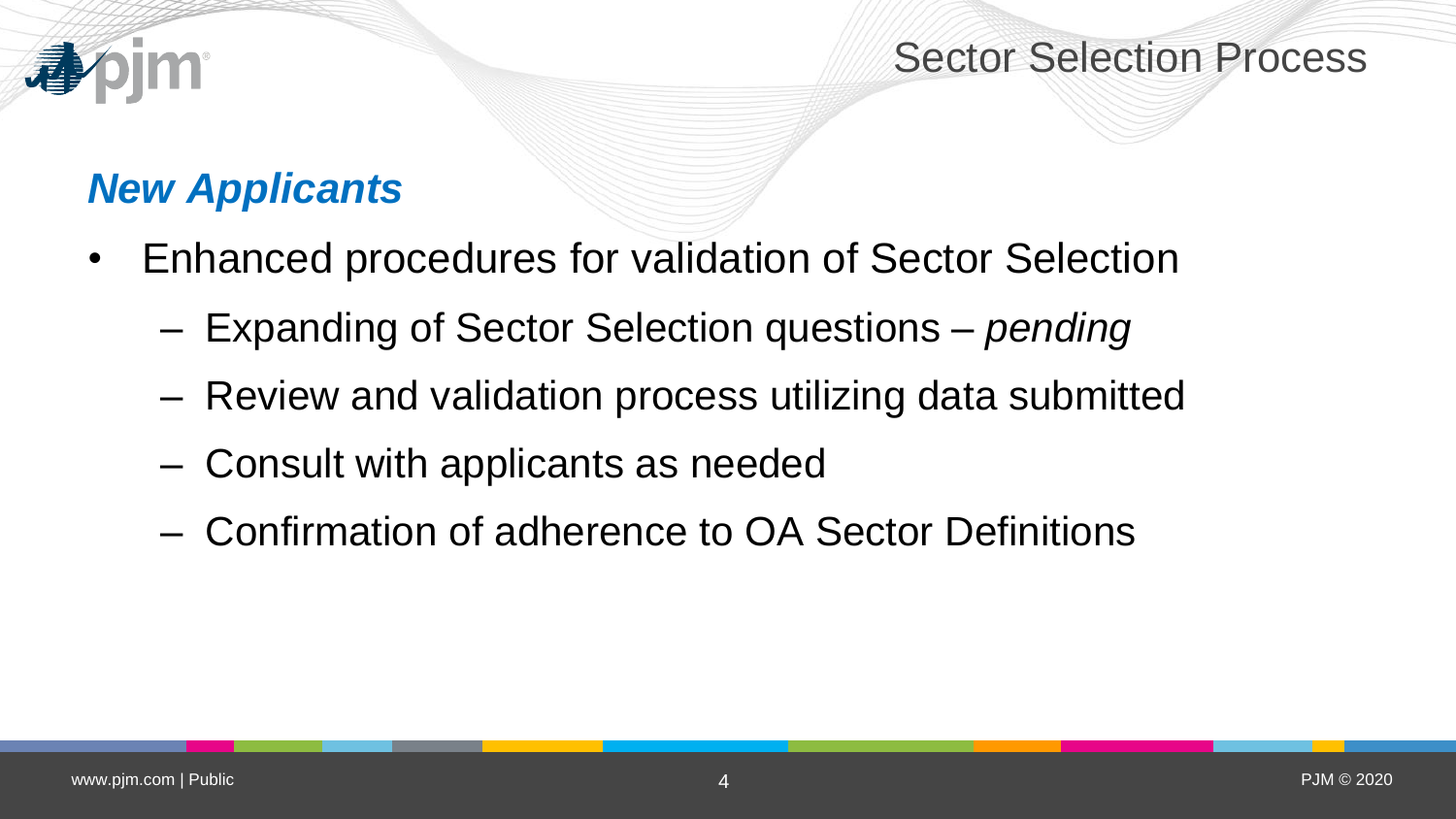# Sector Selection Process

## *New Applicants*

- Enhanced procedures for validation of Sector Selection
  - Expanding of Sector Selection questions – *pending*
  - Review and validation process utilizing data submitted
  - Consult with applicants as needed
  - Confirmation of adherence to OA Sector Definitions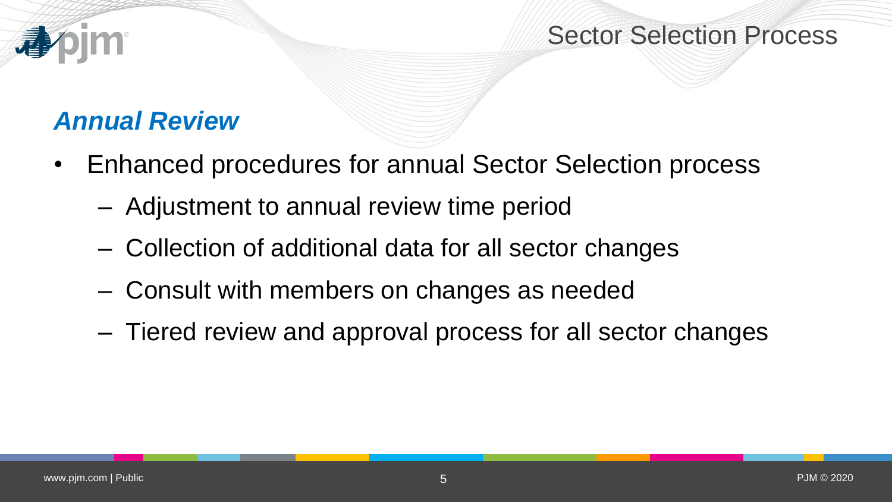# Sector Selection Process

## *Annual Review*

- Enhanced procedures for annual Sector Selection process
  - Adjustment to annual review time period
  - Collection of additional data for all sector changes
  - Consult with members on changes as needed
  - Tiered review and approval process for all sector changes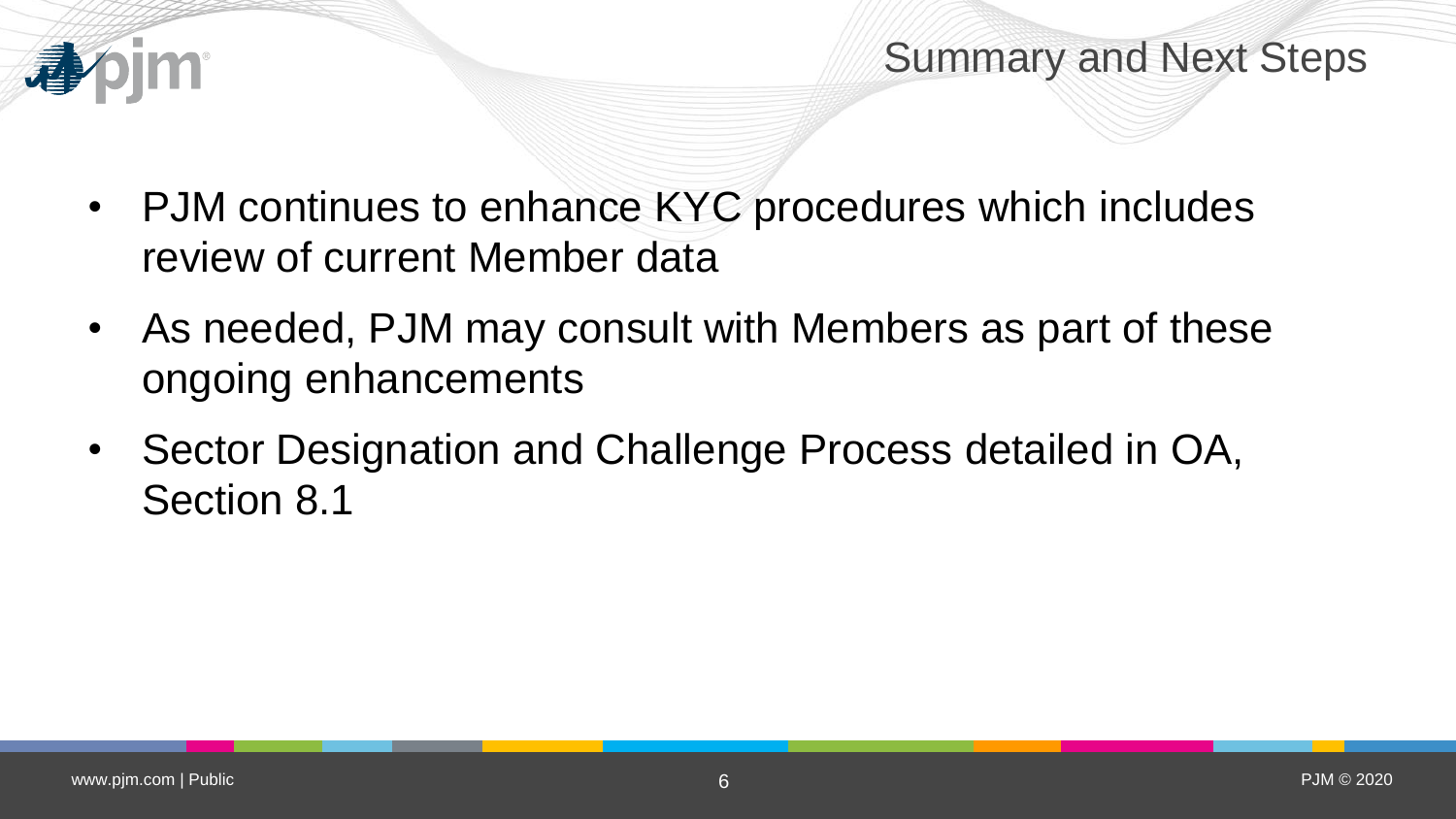# Summary and Next Steps

- PJM continues to enhance KYC procedures which includes review of current Member data
- As needed, PJM may consult with Members as part of these ongoing enhancements
- Sector Designation and Challenge Process detailed in OA, Section 8.1